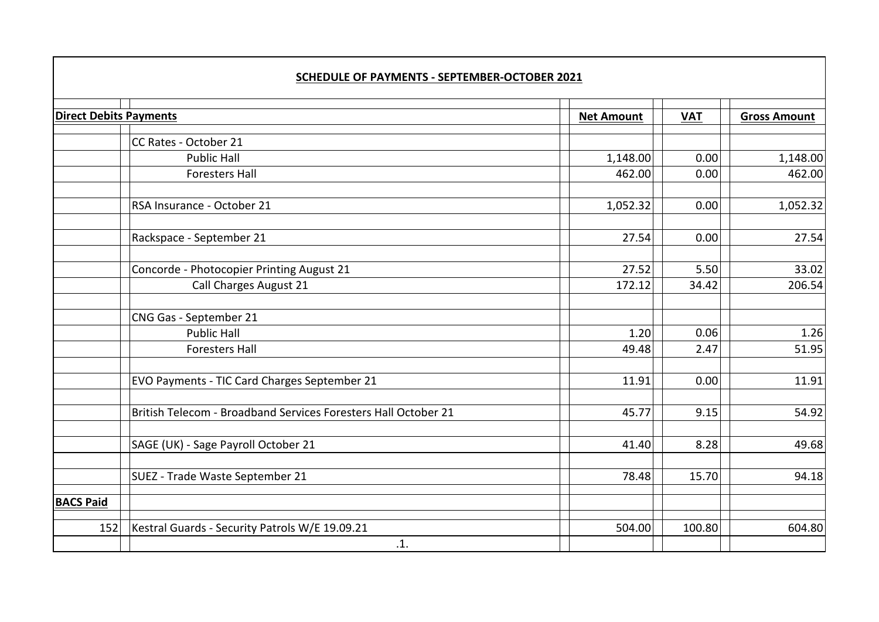## SCHEDULE OF PAYMENTS - SEPTEMBER-OCTOBER 2021

| Direct Debits Payments | | Net Amount | VAT | Gross Amount |
|---|---|---|---|---|
| | CC Rates - October 21 | | | |
| | Public Hall | 1,148.00 | 0.00 | 1,148.00 |
| | Foresters Hall | 462.00 | 0.00 | 462.00 |
| | RSA Insurance - October 21 | 1,052.32 | 0.00 | 1,052.32 |
| | Rackspace - September 21 | 27.54 | 0.00 | 27.54 |
| | Concorde - Photocopier Printing August 21 | 27.52 | 5.50 | 33.02 |
| | Call Charges August 21 | 172.12 | 34.42 | 206.54 |
| | CNG Gas - September 21 | | | |
| | Public Hall | 1.20 | 0.06 | 1.26 |
| | Foresters Hall | 49.48 | 2.47 | 51.95 |
| | EVO Payments - TIC Card Charges September 21 | 11.91 | 0.00 | 11.91 |
| | British Telecom - Broadband Services Foresters Hall October 21 | 45.77 | 9.15 | 54.92 |
| | SAGE (UK) - Sage Payroll October 21 | 41.40 | 8.28 | 49.68 |
| | SUEZ - Trade Waste September 21 | 78.48 | 15.70 | 94.18 |
| **BACS Paid** | | | | |
| 152 | Kestral Guards - Security Patrols W/E 19.09.21 | 504.00 | 100.80 | 604.80 |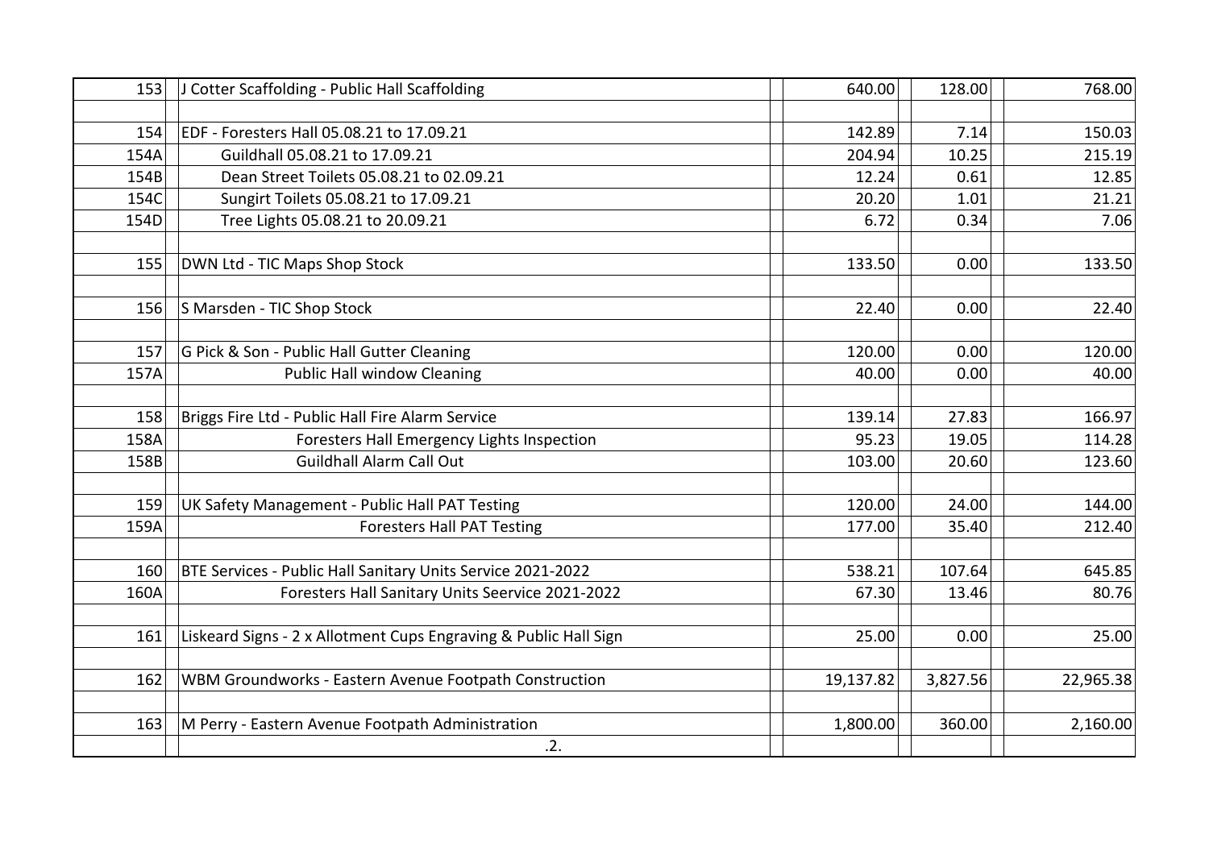| | | | | |
|---|---|---|---|---|
| 153 | J Cotter Scaffolding - Public Hall Scaffolding | 640.00 | 128.00 | 768.00 |
| | | | | |
| 154 | EDF - Foresters Hall 05.08.21 to 17.09.21 | 142.89 | 7.14 | 150.03 |
| 154A | Guildhall 05.08.21 to 17.09.21 | 204.94 | 10.25 | 215.19 |
| 154B | Dean Street Toilets 05.08.21 to 02.09.21 | 12.24 | 0.61 | 12.85 |
| 154C | Sungirt Toilets 05.08.21 to 17.09.21 | 20.20 | 1.01 | 21.21 |
| 154D | Tree Lights 05.08.21 to 20.09.21 | 6.72 | 0.34 | 7.06 |
| | | | | |
| 155 | DWN Ltd - TIC Maps Shop Stock | 133.50 | 0.00 | 133.50 |
| | | | | |
| 156 | S Marsden - TIC Shop Stock | 22.40 | 0.00 | 22.40 |
| | | | | |
| 157 | G Pick & Son - Public Hall Gutter Cleaning | 120.00 | 0.00 | 120.00 |
| 157A | Public Hall window Cleaning | 40.00 | 0.00 | 40.00 |
| | | | | |
| 158 | Briggs Fire Ltd - Public Hall Fire Alarm Service | 139.14 | 27.83 | 166.97 |
| 158A | Foresters Hall Emergency Lights Inspection | 95.23 | 19.05 | 114.28 |
| 158B | Guildhall Alarm Call Out | 103.00 | 20.60 | 123.60 |
| | | | | |
| 159 | UK Safety Management - Public Hall PAT Testing | 120.00 | 24.00 | 144.00 |
| 159A | Foresters Hall PAT Testing | 177.00 | 35.40 | 212.40 |
| | | | | |
| 160 | BTE Services - Public Hall Sanitary Units Service 2021-2022 | 538.21 | 107.64 | 645.85 |
| 160A | Foresters Hall Sanitary Units Seervice 2021-2022 | 67.30 | 13.46 | 80.76 |
| | | | | |
| 161 | Liskeard Signs - 2 x Allotment Cups Engraving & Public Hall Sign | 25.00 | 0.00 | 25.00 |
| | | | | |
| 162 | WBM Groundworks - Eastern Avenue Footpath Construction | 19,137.82 | 3,827.56 | 22,965.38 |
| | | | | |
| 163 | M Perry - Eastern Avenue Footpath Administration | 1,800.00 | 360.00 | 2,160.00 |
| | .2. | | | |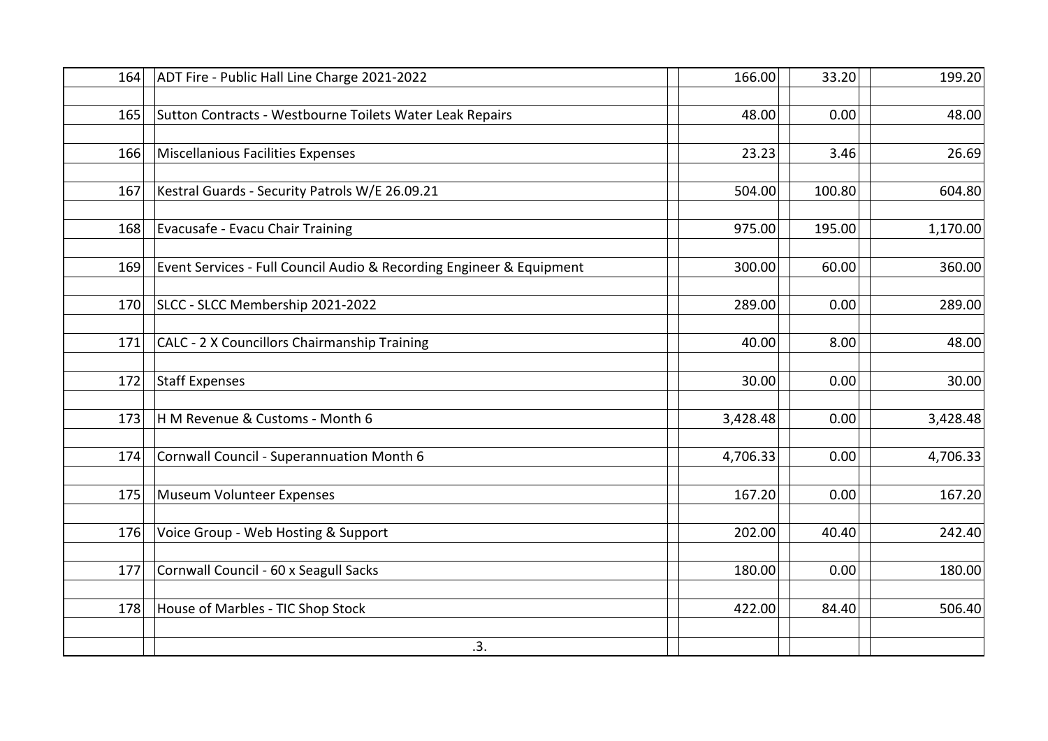| | | | | |
|---|---|---|---|---|
| 164 | ADT Fire - Public Hall Line Charge 2021-2022 | 166.00 | 33.20 | 199.20 |
| 165 | Sutton Contracts - Westbourne Toilets Water Leak Repairs | 48.00 | 0.00 | 48.00 |
| 166 | Miscellanious Facilities Expenses | 23.23 | 3.46 | 26.69 |
| 167 | Kestral Guards - Security Patrols W/E 26.09.21 | 504.00 | 100.80 | 604.80 |
| 168 | Evacusafe - Evacu Chair Training | 975.00 | 195.00 | 1,170.00 |
| 169 | Event Services - Full Council Audio & Recording Engineer & Equipment | 300.00 | 60.00 | 360.00 |
| 170 | SLCC - SLCC Membership 2021-2022 | 289.00 | 0.00 | 289.00 |
| 171 | CALC - 2 X Councillors Chairmanship Training | 40.00 | 8.00 | 48.00 |
| 172 | Staff Expenses | 30.00 | 0.00 | 30.00 |
| 173 | H M Revenue & Customs - Month 6 | 3,428.48 | 0.00 | 3,428.48 |
| 174 | Cornwall Council - Superannuation Month 6 | 4,706.33 | 0.00 | 4,706.33 |
| 175 | Museum Volunteer Expenses | 167.20 | 0.00 | 167.20 |
| 176 | Voice Group - Web Hosting & Support | 202.00 | 40.40 | 242.40 |
| 177 | Cornwall Council - 60 x Seagull Sacks | 180.00 | 0.00 | 180.00 |
| 178 | House of Marbles - TIC Shop Stock | 422.00 | 84.40 | 506.40 |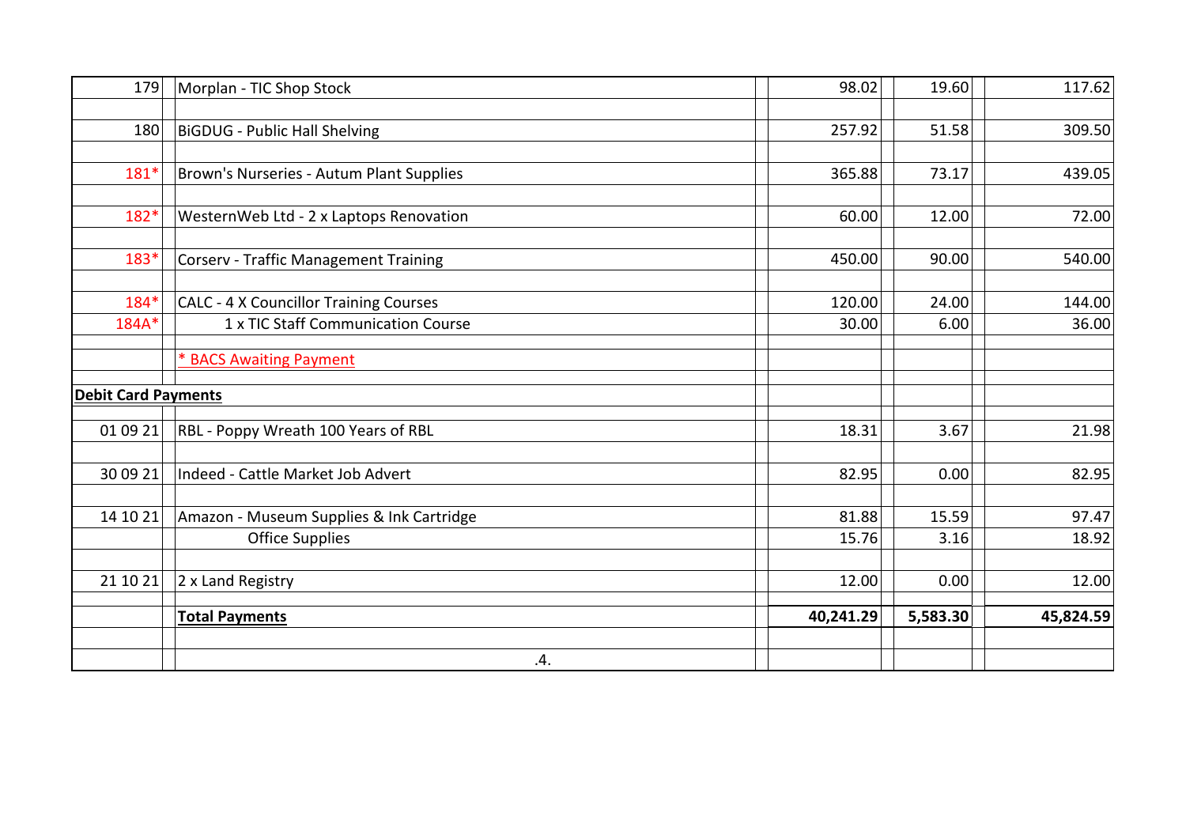| | | | | |
|---|---|---|---|---|
| 179 | Morplan - TIC Shop Stock | 98.02 | 19.60 | 117.62 |
| 180 | BiGDUG - Public Hall Shelving | 257.92 | 51.58 | 309.50 |
| 181* | Brown's Nurseries - Autum Plant Supplies | 365.88 | 73.17 | 439.05 |
| 182* | WesternWeb Ltd - 2 x Laptops Renovation | 60.00 | 12.00 | 72.00 |
| 183* | Corserv - Traffic Management Training | 450.00 | 90.00 | 540.00 |
| 184* | CALC - 4 X Councillor Training Courses | 120.00 | 24.00 | 144.00 |
| 184A* | 1 x TIC Staff Communication Course | 30.00 | 6.00 | 36.00 |
| | * BACS Awaiting Payment | | | |
| **Debit Card Payments** | | | | |
| 01 09 21 | RBL - Poppy Wreath 100 Years of RBL | 18.31 | 3.67 | 21.98 |
| 30 09 21 | Indeed - Cattle Market Job Advert | 82.95 | 0.00 | 82.95 |
| 14 10 21 | Amazon - Museum Supplies & Ink Cartridge | 81.88 | 15.59 | 97.47 |
| | Office Supplies | 15.76 | 3.16 | 18.92 |
| 21 10 21 | 2 x Land Registry | 12.00 | 0.00 | 12.00 |
| | **Total Payments** | **40,241.29** | **5,583.30** | **45,824.59** |